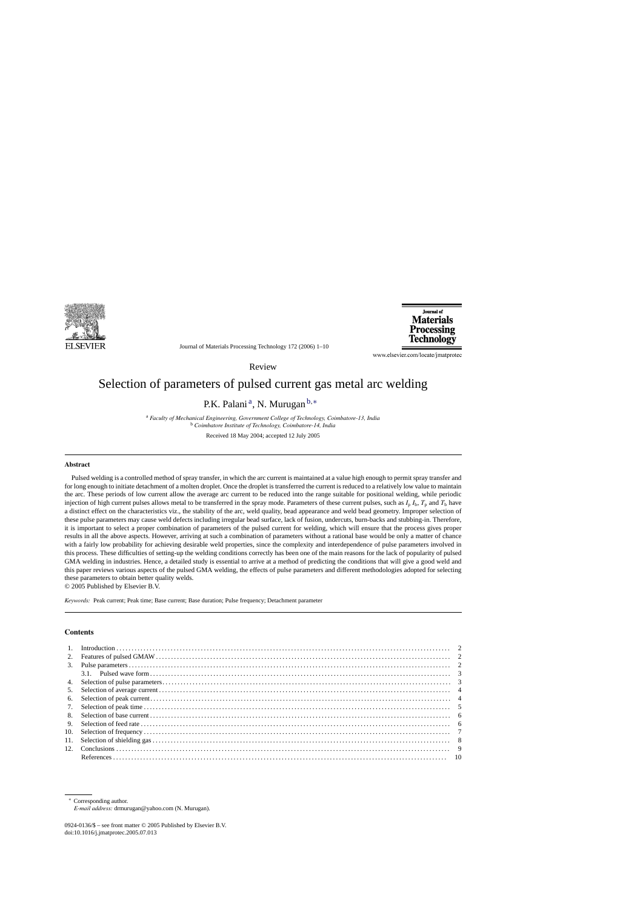Review

# Selection of parameters of pulsed current gas metal arc welding

P.K. Palani [a], N. Murugan [b,*]

[a] *Faculty of Mechanical Engineering, Government College of Technology, Coimbatore-13, India*
[b] *Coimbatore Institute of Technology, Coimbatore-14, India*

Received 18 May 2004; accepted 12 July 2005

## Abstract

Pulsed welding is a controlled method of spray transfer, in which the arc current is maintained at a value high enough to permit spray transfer and for long enough to initiate detachment of a molten droplet. Once the droplet is transferred the current is reduced to a relatively low value to maintain the arc. These periods of low current allow the average arc current to be reduced into the range suitable for positional welding, while periodic injection of high current pulses allows metal to be transferred in the spray mode. Parameters of these current pulses, such as $I_p$, $I_b$, $T_p$ and $T_b$ have a distinct effect on the characteristics viz., the stability of the arc, weld quality, bead appearance and weld bead geometry. Improper selection of these pulse parameters may cause weld defects including irregular bead surface, lack of fusion, undercuts, burn-backs and stubbing-in. Therefore, it is important to select a proper combination of parameters of the pulsed current for welding, which will ensure that the process gives proper results in all the above aspects. However, arriving at such a combination of parameters without a rational base would be only a matter of chance with a fairly low probability for achieving desirable weld properties, since the complexity and interdependence of pulse parameters involved in this process. These difficulties of setting-up the welding conditions correctly has been one of the main reasons for the lack of popularity of pulsed GMA welding in industries. Hence, a detailed study is essential to arrive at a method of predicting the conditions that will give a good weld and this paper reviews various aspects of the pulsed GMA welding, the effects of pulse parameters and different methodologies adopted for selecting these parameters to obtain better quality welds.

© 2005 Published by Elsevier B.V.

*Keywords:* Peak current; Peak time; Base current; Base duration; Pulse frequency; Detachment parameter

## Contents

1. Introduction ... 2
2. Features of pulsed GMAW ... 2
3. Pulse parameters ... 2
   3.1. Pulsed wave form ... 3
4. Selection of pulse parameters ... 3
5. Selection of average current ... 4
6. Selection of peak current ... 4
7. Selection of peak time ... 5
8. Selection of base current ... 6
9. Selection of feed rate ... 6
10. Selection of frequency ... 7
11. Selection of shielding gas ... 8
12. Conclusions ... 9

References ... 10

* Corresponding author.
*E-mail address:* drmurugan@yahoo.com (N. Murugan).

0924-0136/$ – see front matter © 2005 Published by Elsevier B.V.
doi:10.1016/j.jmatprotec.2005.07.013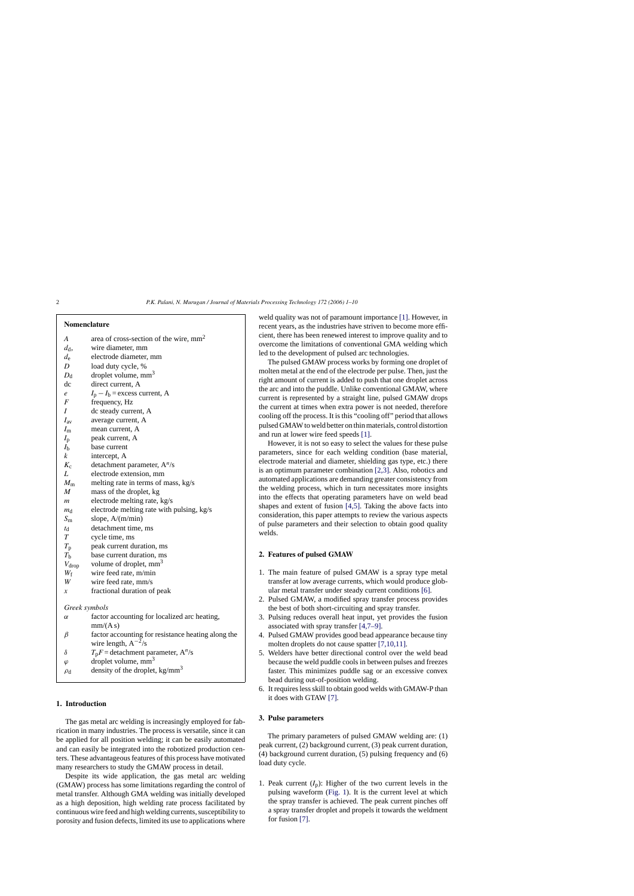## Nomenclature

| | |
|---|---|
| $A$ | area of cross-section of the wire, $mm^2$ |
| $d_d$, | wire diameter, mm |
| $d_e$ | electrode diameter, mm |
| $D$ | load duty cycle, % |
| $D_d$ | droplet volume, $mm^3$ |
| dc | direct current, A |
| $e$ | $I_p - I_b$ = excess current, A |
| $F$ | frequency, Hz |
| $I$ | dc steady current, A |
| $I_{av}$ | average current, A |
| $I_m$ | mean current, A |
| $I_p$ | peak current, A |
| $I_b$ | base current |
| $k$ | intercept, A |
| $K_c$ | detachment parameter, $A^n$/s |
| $L$ | electrode extension, mm |
| $M_m$ | melting rate in terms of mass, kg/s |
| $M$ | mass of the droplet, kg |
| $m$ | electrode melting rate, kg/s |
| $m_d$ | electrode melting rate with pulsing, kg/s |
| $S_m$ | slope, A/(m/min) |
| $t_d$ | detachment time, ms |
| $T$ | cycle time, ms |
| $T_p$ | peak current duration, ms |
| $T_b$ | base current duration, ms |
| $V_{drop}$ | volume of droplet, $mm^3$ |
| $W_f$ | wire feed rate, m/min |
| $W$ | wire feed rate, mm/s |
| $x$ | fractional duration of peak |

*Greek symbols*

| | |
|---|---|
| $\alpha$ | factor accounting for localized arc heating, mm/(A s) |
| $\beta$ | factor accounting for resistance heating along the wire length, $A^{-2}$/s |
| $\delta$ | $T_pF$ = detachment parameter, $A^n$/s |
| $\varphi$ | droplet volume, $mm^3$ |
| $\rho_d$ | density of the droplet, $kg/mm^3$ |

## 1. Introduction

The gas metal arc welding is increasingly employed for fabrication in many industries. The process is versatile, since it can be applied for all position welding; it can be easily automated and can easily be integrated into the robotized production centers. These advantageous features of this process have motivated many researchers to study the GMAW process in detail.

Despite its wide application, the gas metal arc welding (GMAW) process has some limitations regarding the control of metal transfer. Although GMA welding was initially developed as a high deposition, high welding rate process facilitated by continuous wire feed and high welding currents, susceptibility to porosity and fusion defects, limited its use to applications where weld quality was not of paramount importance [1]. However, in recent years, as the industries have striven to become more efficient, there has been renewed interest to improve quality and to overcome the limitations of conventional GMA welding which led to the development of pulsed arc technologies.

The pulsed GMAW process works by forming one droplet of molten metal at the end of the electrode per pulse. Then, just the right amount of current is added to push that one droplet across the arc and into the puddle. Unlike conventional GMAW, where current is represented by a straight line, pulsed GMAW drops the current at times when extra power is not needed, therefore cooling off the process. It is this "cooling off" period that allows pulsed GMAW to weld better on thin materials, control distortion and run at lower wire feed speeds [1].

However, it is not so easy to select the values for these pulse parameters, since for each welding condition (base material, electrode material and diameter, shielding gas type, etc.) there is an optimum parameter combination [2,3]. Also, robotics and automated applications are demanding greater consistency from the welding process, which in turn necessitates more insights into the effects that operating parameters have on weld bead shapes and extent of fusion [4,5]. Taking the above facts into consideration, this paper attempts to review the various aspects of pulse parameters and their selection to obtain good quality welds.

## 2. Features of pulsed GMAW

1. The main feature of pulsed GMAW is a spray type metal transfer at low average currents, which would produce globular metal transfer under steady current conditions [6].
2. Pulsed GMAW, a modified spray transfer process provides the best of both short-circuiting and spray transfer.
3. Pulsing reduces overall heat input, yet provides the fusion associated with spray transfer [4,7–9].
4. Pulsed GMAW provides good bead appearance because tiny molten droplets do not cause spatter [7,10,11].
5. Welders have better directional control over the weld bead because the weld puddle cools in between pulses and freezes faster. This minimizes puddle sag or an excessive convex bead during out-of-position welding.
6. It requires less skill to obtain good welds with GMAW-P than it does with GTAW [7].

## 3. Pulse parameters

The primary parameters of pulsed GMAW welding are: (1) peak current, (2) background current, (3) peak current duration, (4) background current duration, (5) pulsing frequency and (6) load duty cycle.

1. Peak current ($I_p$): Higher of the two current levels in the pulsing waveform (Fig. 1). It is the current level at which the spray transfer is achieved. The peak current pinches off a spray transfer droplet and propels it towards the weldment for fusion [7].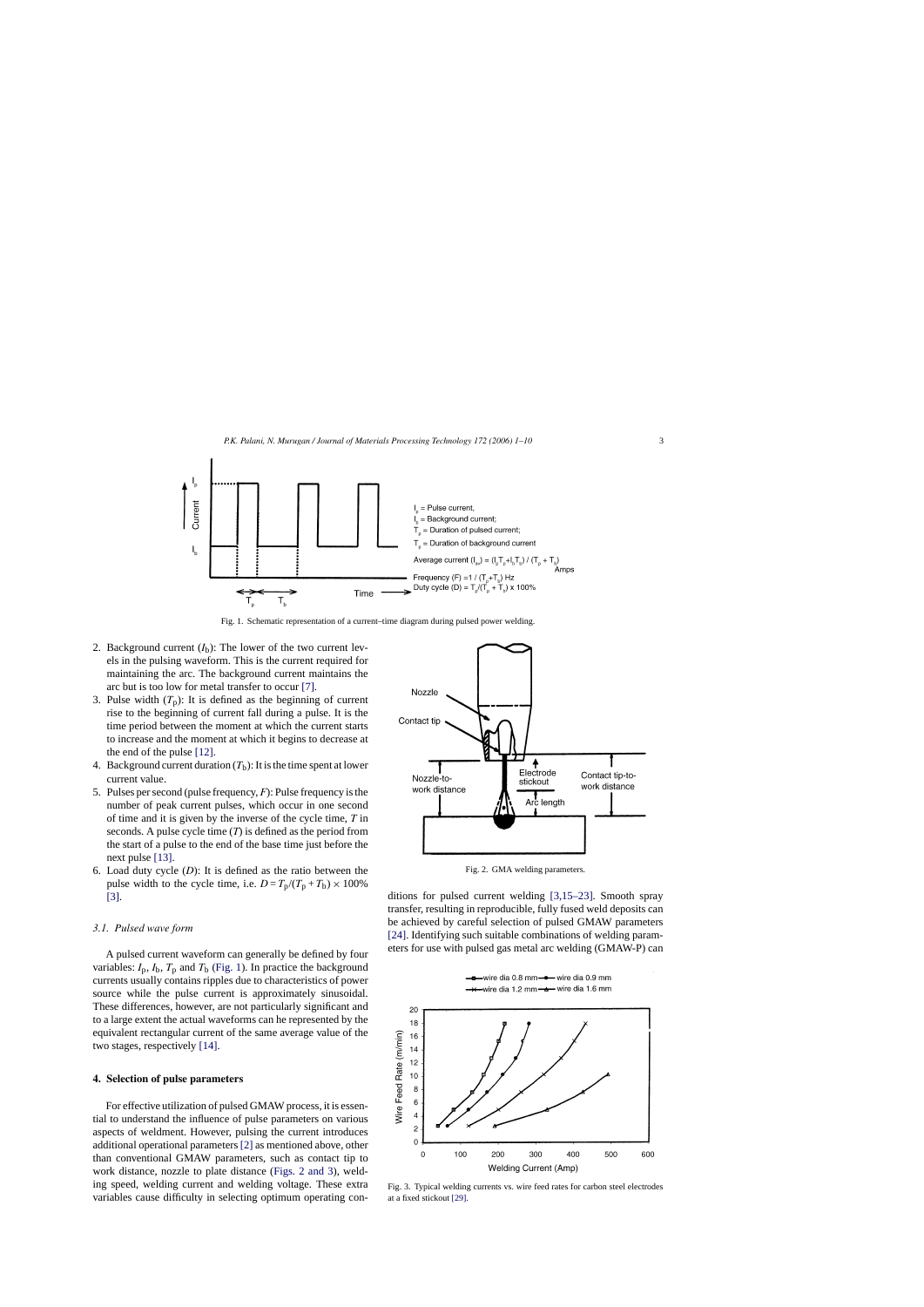Fig. 1. Schematic representation of a current–time diagram during pulsed power welding.

2. Background current ($I_b$): The lower of the two current levels in the pulsing waveform. This is the current required for maintaining the arc. The background current maintains the arc but is too low for metal transfer to occur [7].
3. Pulse width ($T_p$): It is defined as the beginning of current rise to the beginning of current fall during a pulse. It is the time period between the moment at which the current starts to increase and the moment at which it begins to decrease at the end of the pulse [12].
4. Background current duration ($T_b$): It is the time spent at lower current value.
5. Pulses per second (pulse frequency, $F$): Pulse frequency is the number of peak current pulses, which occur in one second of time and it is given by the inverse of the cycle time, $T$ in seconds. A pulse cycle time ($T$) is defined as the period from the start of a pulse to the end of the base time just before the next pulse [13].
6. Load duty cycle ($D$): It is defined as the ratio between the pulse width to the cycle time, i.e. $D = T_p/(T_p + T_b) \times 100\%$ [3].

### 3.1. Pulsed wave form

A pulsed current waveform can generally be defined by four variables: $I_p$, $I_b$, $T_p$ and $T_b$ (Fig. 1). In practice the background currents usually contains ripples due to characteristics of power source while the pulse current is approximately sinusoidal. These differences, however, are not particularly significant and to a large extent the actual waveforms can he represented by the equivalent rectangular current of the same average value of the two stages, respectively [14].

## 4. Selection of pulse parameters

For effective utilization of pulsed GMAW process, it is essential to understand the influence of pulse parameters on various aspects of weldment. However, pulsing the current introduces additional operational parameters [2] as mentioned above, other than conventional GMAW parameters, such as contact tip to work distance, nozzle to plate distance (Figs. 2 and 3), welding speed, welding current and welding voltage. These extra variables cause difficulty in selecting optimum operating conditions for pulsed current welding [3,15–23]. Smooth spray transfer, resulting in reproducible, fully fused weld deposits can be achieved by careful selection of pulsed GMAW parameters [24]. Identifying such suitable combinations of welding parameters for use with pulsed gas metal arc welding (GMAW-P) can

Fig. 2. GMA welding parameters.

Fig. 3. Typical welding currents vs. wire feed rates for carbon steel electrodes at a fixed stickout [29].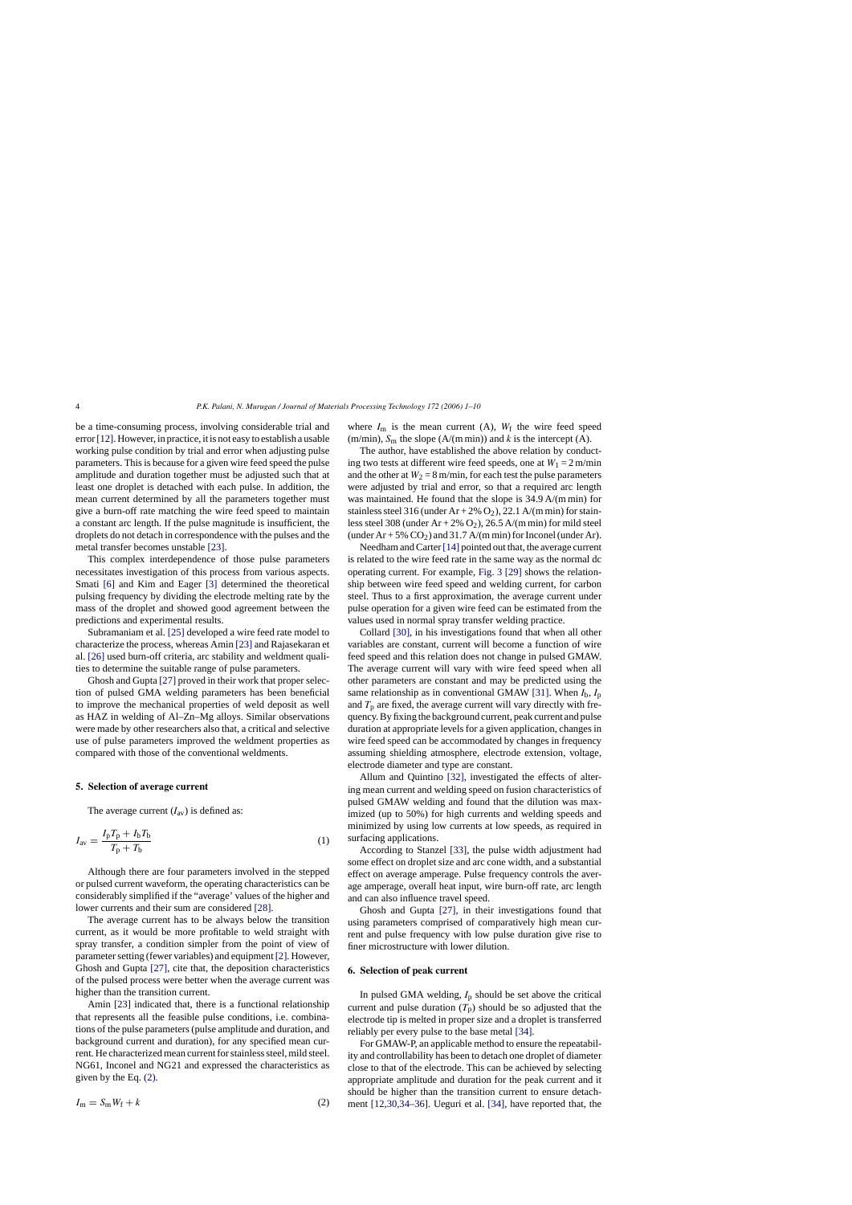be a time-consuming process, involving considerable trial and error [12]. However, in practice, it is not easy to establish a usable working pulse condition by trial and error when adjusting pulse parameters. This is because for a given wire feed speed the pulse amplitude and duration together must be adjusted such that at least one droplet is detached with each pulse. In addition, the mean current determined by all the parameters together must give a burn-off rate matching the wire feed speed to maintain a constant arc length. If the pulse magnitude is insufficient, the droplets do not detach in correspondence with the pulses and the metal transfer becomes unstable [23].

This complex interdependence of those pulse parameters necessitates investigation of this process from various aspects. Smati [6] and Kim and Eager [3] determined the theoretical pulsing frequency by dividing the electrode melting rate by the mass of the droplet and showed good agreement between the predictions and experimental results.

Subramaniam et al. [25] developed a wire feed rate model to characterize the process, whereas Amin [23] and Rajasekaran et al. [26] used burn-off criteria, arc stability and weldment qualities to determine the suitable range of pulse parameters.

Ghosh and Gupta [27] proved in their work that proper selection of pulsed GMA welding parameters has been beneficial to improve the mechanical properties of weld deposit as well as HAZ in welding of Al–Zn–Mg alloys. Similar observations were made by other researchers also that, a critical and selective use of pulse parameters improved the weldment properties as compared with those of the conventional weldments.

## 5. Selection of average current

The average current ($I_{av}$) is defined as:

$$I_{av} = \frac{I_p T_p + I_b T_b}{T_p + T_b} \quad (1)$$

Although there are four parameters involved in the stepped or pulsed current waveform, the operating characteristics can be considerably simplified if the "average' values of the higher and lower currents and their sum are considered [28].

The average current has to be always below the transition current, as it would be more profitable to weld straight with spray transfer, a condition simpler from the point of view of parameter setting (fewer variables) and equipment [2]. However, Ghosh and Gupta [27], cite that, the deposition characteristics of the pulsed process were better when the average current was higher than the transition current.

Amin [23] indicated that, there is a functional relationship that represents all the feasible pulse conditions, i.e. combinations of the pulse parameters (pulse amplitude and duration, and background current and duration), for any specified mean current. He characterized mean current for stainless steel, mild steel. NG61, Inconel and NG21 and expressed the characteristics as given by the Eq. (2).

$$I_m = S_m W_f + k \quad (2)$$

where $I_m$ is the mean current (A), $W_f$ the wire feed speed (m/min), $S_m$ the slope (A/(m min)) and $k$ is the intercept (A).

The author, have established the above relation by conducting two tests at different wire feed speeds, one at $W_1 = 2$ m/min and the other at $W_2 = 8$ m/min, for each test the pulse parameters were adjusted by trial and error, so that a required arc length was maintained. He found that the slope is 34.9 A/(m min) for stainless steel 316 (under Ar + 2% $O_2$), 22.1 A/(m min) for stainless steel 308 (under Ar + 2% $O_2$), 26.5 A/(m min) for mild steel (under Ar + 5% $CO_2$) and 31.7 A/(m min) for Inconel (under Ar).

Needham and Carter [14] pointed out that, the average current is related to the wire feed rate in the same way as the normal dc operating current. For example, Fig. 3 [29] shows the relationship between wire feed speed and welding current, for carbon steel. Thus to a first approximation, the average current under pulse operation for a given wire feed can be estimated from the values used in normal spray transfer welding practice.

Collard [30], in his investigations found that when all other variables are constant, current will become a function of wire feed speed and this relation does not change in pulsed GMAW. The average current will vary with wire feed speed when all other parameters are constant and may be predicted using the same relationship as in conventional GMAW [31]. When $I_b$, $I_p$ and $T_p$ are fixed, the average current will vary directly with frequency. By fixing the background current, peak current and pulse duration at appropriate levels for a given application, changes in wire feed speed can be accommodated by changes in frequency assuming shielding atmosphere, electrode extension, voltage, electrode diameter and type are constant.

Allum and Quintino [32], investigated the effects of altering mean current and welding speed on fusion characteristics of pulsed GMAW welding and found that the dilution was maximized (up to 50%) for high currents and welding speeds and minimized by using low currents at low speeds, as required in surfacing applications.

According to Stanzel [33], the pulse width adjustment had some effect on droplet size and arc cone width, and a substantial effect on average amperage. Pulse frequency controls the average amperage, overall heat input, wire burn-off rate, arc length and can also influence travel speed.

Ghosh and Gupta [27], in their investigations found that using parameters comprised of comparatively high mean current and pulse frequency with low pulse duration give rise to finer microstructure with lower dilution.

## 6. Selection of peak current

In pulsed GMA welding, $I_p$ should be set above the critical current and pulse duration ($T_p$) should be so adjusted that the electrode tip is melted in proper size and a droplet is transferred reliably per every pulse to the base metal [34].

For GMAW-P, an applicable method to ensure the repeatability and controllability has been to detach one droplet of diameter close to that of the electrode. This can be achieved by selecting appropriate amplitude and duration for the peak current and it should be higher than the transition current to ensure detachment [12,30,34–36]. Ueguri et al. [34], have reported that, the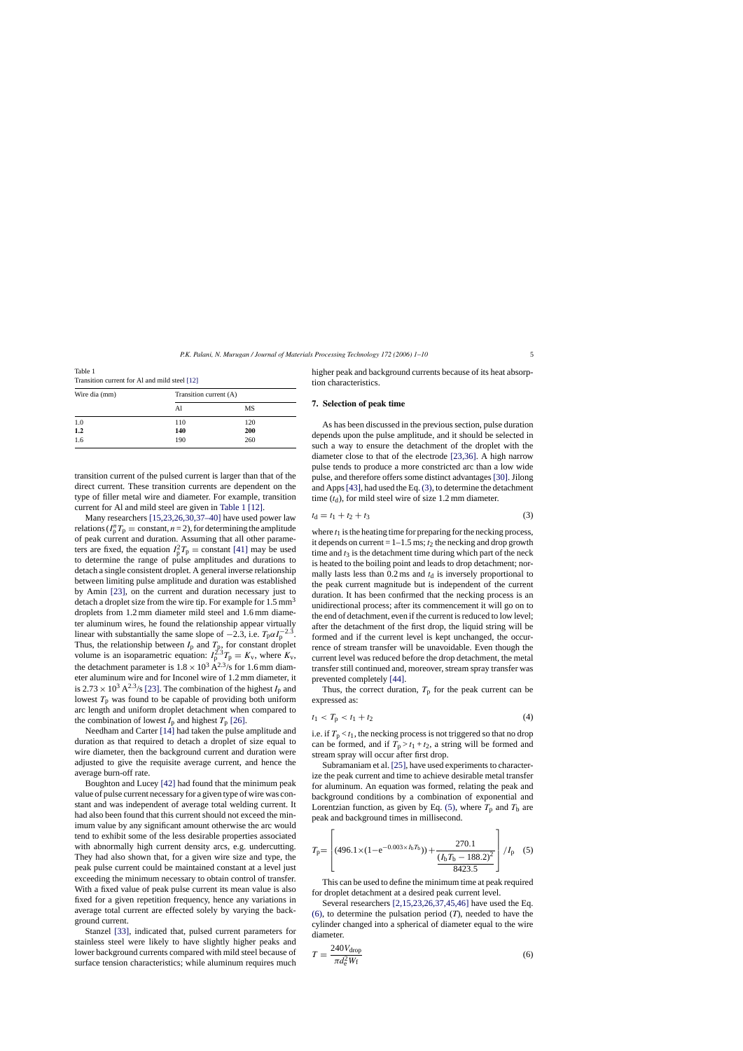Table 1
Transition current for Al and mild steel [12]

| Wire dia (mm) | Transition current (A) | |
|---|---|---|
| | Al | MS |
| 1.0 | 110 | 120 |
| **1.2** | **140** | **200** |
| 1.6 | 190 | 260 |

transition current of the pulsed current is larger than that of the direct current. These transition currents are dependent on the type of filler metal wire and diameter. For example, transition current for Al and mild steel are given in Table 1 [12].

Many researchers [15,23,26,30,37–40] have used power law relations ($I_p^n T_p$ = constant, $n$ = 2), for determining the amplitude of peak current and duration. Assuming that all other parameters are fixed, the equation $I_p^2 T_p$ = constant [41] may be used to determine the range of pulse amplitudes and durations to detach a single consistent droplet. A general inverse relationship between limiting pulse amplitude and duration was established by Amin [23], on the current and duration necessary just to detach a droplet size from the wire tip. For example for 1.5 $mm^3$ droplets from 1.2 mm diameter mild steel and 1.6 mm diameter aluminum wires, he found the relationship appear virtually linear with substantially the same slope of −2.3, i.e. $T_p \alpha I_p^{-2.3}$. Thus, the relationship between $I_p$ and $T_p$, for constant droplet volume is an isoparametric equation: $I_p^{2.3} T_p = K_v$, where $K_v$, the detachment parameter is $1.8 \times 10^3$ $A^{2.3}$/s for 1.6 mm diameter aluminum wire and for Inconel wire of 1.2 mm diameter, it is $2.73 \times 10^3$ $A^{2.3}$/s [23]. The combination of the highest $I_p$ and lowest $T_p$ was found to be capable of providing both uniform arc length and uniform droplet detachment when compared to the combination of lowest $I_p$ and highest $T_p$ [26].

Needham and Carter [14] had taken the pulse amplitude and duration as that required to detach a droplet of size equal to wire diameter, then the background current and duration were adjusted to give the requisite average current, and hence the average burn-off rate.

Boughton and Lucey [42] had found that the minimum peak value of pulse current necessary for a given type of wire was constant and was independent of average total welding current. It had also been found that this current should not exceed the minimum value by any significant amount otherwise the arc would tend to exhibit some of the less desirable properties associated with abnormally high current density arcs, e.g. undercutting. They had also shown that, for a given wire size and type, the peak pulse current could be maintained constant at a level just exceeding the minimum necessary to obtain control of transfer. With a fixed value of peak pulse current its mean value is also fixed for a given repetition frequency, hence any variations in average total current are effected solely by varying the background current.

Stanzel [33], indicated that, pulsed current parameters for stainless steel were likely to have slightly higher peaks and lower background currents compared with mild steel because of surface tension characteristics; while aluminum requires much higher peak and background currents because of its heat absorption characteristics.

## 7. Selection of peak time

As has been discussed in the previous section, pulse duration depends upon the pulse amplitude, and it should be selected in such a way to ensure the detachment of the droplet with the diameter close to that of the electrode [23,36]. A high narrow pulse tends to produce a more constricted arc than a low wide pulse, and therefore offers some distinct advantages [30]. Jilong and Apps [43], had used the Eq. (3), to determine the detachment time ($t_d$), for mild steel wire of size 1.2 mm diameter.

$$t_d = t_1 + t_2 + t_3 \tag{3}$$

where $t_1$ is the heating time for preparing for the necking process, it depends on current = 1–1.5 ms; $t_2$ the necking and drop growth time and $t_3$ is the detachment time during which part of the neck is heated to the boiling point and leads to drop detachment; normally lasts less than 0.2 ms and $t_d$ is inversely proportional to the peak current magnitude but is independent of the current duration. It has been confirmed that the necking process is an unidirectional process; after its commencement it will go on to the end of detachment, even if the current is reduced to low level; after the detachment of the first drop, the liquid string will be formed and if the current level is kept unchanged, the occurrence of stream transfer will be unavoidable. Even though the current level was reduced before the drop detachment, the metal transfer still continued and, moreover, stream spray transfer was prevented completely [44].

Thus, the correct duration, $T_p$ for the peak current can be expressed as:

$$t_1 < T_p < t_1 + t_2 \tag{4}$$

i.e. if $T_p < t_1$, the necking process is not triggered so that no drop can be formed, and if $T_p > t_1 + t_2$, a string will be formed and stream spray will occur after first drop.

Subramaniam et al. [25], have used experiments to characterize the peak current and time to achieve desirable metal transfer for aluminum. An equation was formed, relating the peak and background conditions by a combination of exponential and Lorentzian function, as given by Eq. (5), where $T_p$ and $T_b$ are peak and background times in millisecond.

$$T_p = \left[ (496.1 \times (1 - e^{-0.003 \times I_b T_b})) + \frac{270.1}{\dfrac{(I_b T_b - 188.2)^2}{8423.5}} \right] / I_p \tag{5}$$

This can be used to define the minimum time at peak required for droplet detachment at a desired peak current level.

Several researchers [2,15,23,26,37,45,46] have used the Eq. (6), to determine the pulsation period ($T$), needed to have the cylinder changed into a spherical of diameter equal to the wire diameter.

$$T = \frac{240 V_{drop}}{\pi d_e^2 W_f} \tag{6}$$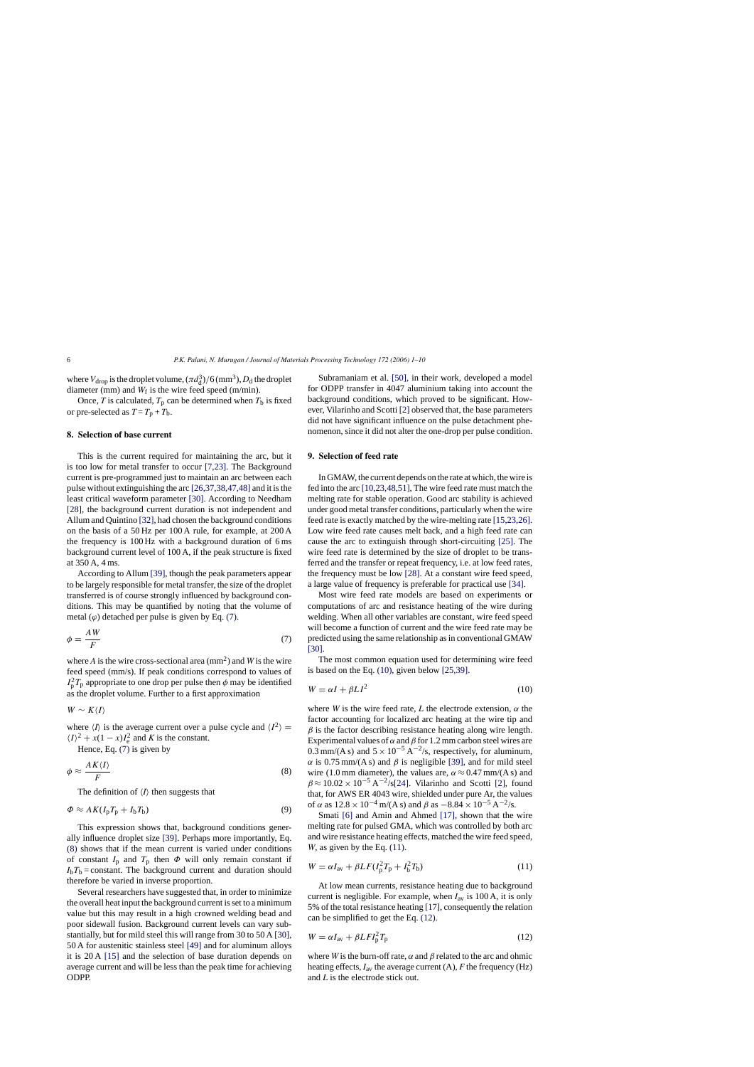where $V_{drop}$ is the droplet volume, $(\pi d_d^3)/6$ (mm$^3$), $D_d$ the droplet diameter (mm) and $W_f$ is the wire feed speed (m/min).

Once, $T$ is calculated, $T_p$ can be determined when $T_b$ is fixed or pre-selected as $T = T_p + T_b$.

## 8. Selection of base current

This is the current required for maintaining the arc, but it is too low for metal transfer to occur [7,23]. The Background current is pre-programmed just to maintain an arc between each pulse without extinguishing the arc [26,37,38,47,48] and it is the least critical waveform parameter [30]. According to Needham [28], the background current duration is not independent and Allum and Quintino [32], had chosen the background conditions on the basis of a 50 Hz per 100 A rule, for example, at 200 A the frequency is 100 Hz with a background duration of 6 ms background current level of 100 A, if the peak structure is fixed at 350 A, 4 ms.

According to Allum [39], though the peak parameters appear to be largely responsible for metal transfer, the size of the droplet transferred is of course strongly influenced by background conditions. This may be quantified by noting that the volume of metal ($\varphi$) detached per pulse is given by Eq. (7).

$$\phi = \frac{AW}{F} \tag{7}$$

where $A$ is the wire cross-sectional area (mm$^2$) and $W$ is the wire feed speed (mm/s). If peak conditions correspond to values of $I_p^2 T_p$ appropriate to one drop per pulse then $\phi$ may be identified as the droplet volume. Further to a first approximation

$$W \sim K\langle I \rangle$$

where $\langle I \rangle$ is the average current over a pulse cycle and $\langle I^2 \rangle = \langle I \rangle^2 + x(1-x)I_e^2$ and $K$ is the constant.

Hence, Eq. (7) is given by

$$\phi \approx \frac{AK\langle I \rangle}{F} \tag{8}$$

The definition of $\langle I \rangle$ then suggests that

$$\Phi \approx AK(I_p T_p + I_b T_b) \tag{9}$$

This expression shows that, background conditions generally influence droplet size [39]. Perhaps more importantly, Eq. (8) shows that if the mean current is varied under conditions of constant $I_p$ and $T_p$ then $\Phi$ will only remain constant if $I_b T_b$ = constant. The background current and duration should therefore be varied in inverse proportion.

Several researchers have suggested that, in order to minimize the overall heat input the background current is set to a minimum value but this may result in a high crowned welding bead and poor sidewall fusion. Background current levels can vary substantially, but for mild steel this will range from 30 to 50 A [30], 50 A for austenitic stainless steel [49] and for aluminum alloys it is 20 A [15] and the selection of base duration depends on average current and will be less than the peak time for achieving ODPP.

Subramaniam et al. [50], in their work, developed a model for ODPP transfer in 4047 aluminium taking into account the background conditions, which proved to be significant. However, Vilarinho and Scotti [2] observed that, the base parameters did not have significant influence on the pulse detachment phenomenon, since it did not alter the one-drop per pulse condition.

## 9. Selection of feed rate

In GMAW, the current depends on the rate at which, the wire is fed into the arc [10,23,48,51], The wire feed rate must match the melting rate for stable operation. Good arc stability is achieved under good metal transfer conditions, particularly when the wire feed rate is exactly matched by the wire-melting rate [15,23,26]. Low wire feed rate causes melt back, and a high feed rate can cause the arc to extinguish through short-circuiting [25]. The wire feed rate is determined by the size of droplet to be transferred and the transfer or repeat frequency, i.e. at low feed rates, the frequency must be low [28]. At a constant wire feed speed, a large value of frequency is preferable for practical use [34].

Most wire feed rate models are based on experiments or computations of arc and resistance heating of the wire during welding. When all other variables are constant, wire feed speed will become a function of current and the wire feed rate may be predicted using the same relationship as in conventional GMAW [30].

The most common equation used for determining wire feed is based on the Eq. (10), given below [25,39].

$$W = \alpha I + \beta L I^2 \tag{10}$$

where $W$ is the wire feed rate, $L$ the electrode extension, $\alpha$ the factor accounting for localized arc heating at the wire tip and $\beta$ is the factor describing resistance heating along wire length. Experimental values of $\alpha$ and $\beta$ for 1.2 mm carbon steel wires are 0.3 mm/(A s) and $5 \times 10^{-5}$ A$^{-2}$/s, respectively, for aluminum, $\alpha$ is 0.75 mm/(A s) and $\beta$ is negligible [39], and for mild steel wire (1.0 mm diameter), the values are, $\alpha \approx 0.47$ mm/(A s) and $\beta \approx 10.02 \times 10^{-5}$ A$^{-2}$/s[24]. Vilarinho and Scotti [2], found that, for AWS ER 4043 wire, shielded under pure Ar, the values of $\alpha$ as $12.8 \times 10^{-4}$ m/(A s) and $\beta$ as $-8.84 \times 10^{-5}$ A$^{-2}$/s.

Smati [6] and Amin and Ahmed [17], shown that the wire melting rate for pulsed GMA, which was controlled by both arc and wire resistance heating effects, matched the wire feed speed, $W$, as given by the Eq. (11).

$$W = \alpha I_{av} + \beta LF(I_p^2 T_p + I_b^2 T_b) \tag{11}$$

At low mean currents, resistance heating due to background current is negligible. For example, when $I_{av}$ is 100 A, it is only 5% of the total resistance heating [17], consequently the relation can be simplified to get the Eq. (12).

$$W = \alpha I_{av} + \beta LF I_p^2 T_p \tag{12}$$

where $W$ is the burn-off rate, $\alpha$ and $\beta$ related to the arc and ohmic heating effects, $I_{av}$ the average current (A), $F$ the frequency (Hz) and $L$ is the electrode stick out.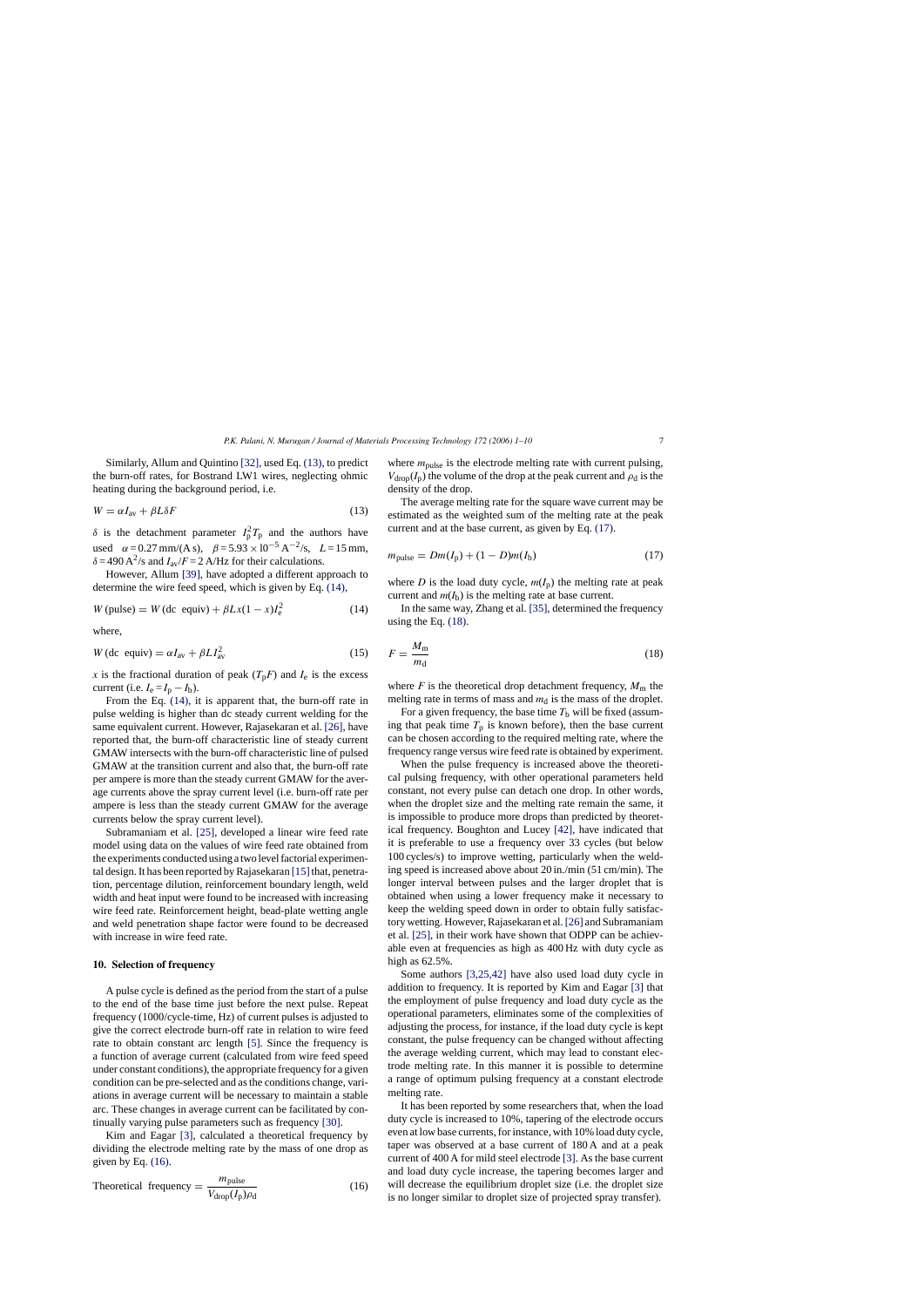Similarly, Allum and Quintino [32], used Eq. (13), to predict the burn-off rates, for Bostrand LW1 wires, neglecting ohmic heating during the background period, i.e.

$$W = \alpha I_{av} + \beta L \delta F \tag{13}$$

$\delta$ is the detachment parameter $I_p^2 T_p$ and the authors have used $\alpha = 0.27$ mm/(A s), $\beta = 5.93 \times 10^{-5}$ A$^{-2}$/s, $L = 15$ mm, $\delta = 490$ A$^2$/s and $I_{av}/F = 2$ A/Hz for their calculations.

However, Allum [39], have adopted a different approach to determine the wire feed speed, which is given by Eq. (14),

$$W\,(\text{pulse}) = W\,(\text{dc equiv}) + \beta L x (1 - x) I_e^2 \tag{14}$$

where,

$$W\,(\text{dc equiv}) = \alpha I_{av} + \beta L I_{av}^2 \tag{15}$$

$x$ is the fractional duration of peak ($T_p F$) and $I_e$ is the excess current (i.e. $I_e = I_p - I_b$).

From the Eq. (14), it is apparent that, the burn-off rate in pulse welding is higher than dc steady current welding for the same equivalent current. However, Rajasekaran et al. [26], have reported that, the burn-off characteristic line of steady current GMAW intersects with the burn-off characteristic line of pulsed GMAW at the transition current and also that, the burn-off rate per ampere is more than the steady current GMAW for the average currents above the spray current level (i.e. burn-off rate per ampere is less than the steady current GMAW for the average currents below the spray current level).

Subramaniam et al. [25], developed a linear wire feed rate model using data on the values of wire feed rate obtained from the experiments conducted using a two level factorial experimental design. It has been reported by Rajasekaran [15] that, penetration, percentage dilution, reinforcement boundary length, weld width and heat input were found to be increased with increasing wire feed rate. Reinforcement height, bead-plate wetting angle and weld penetration shape factor were found to be decreased with increase in wire feed rate.

## 10. Selection of frequency

A pulse cycle is defined as the period from the start of a pulse to the end of the base time just before the next pulse. Repeat frequency (1000/cycle-time, Hz) of current pulses is adjusted to give the correct electrode burn-off rate in relation to wire feed rate to obtain constant arc length [5]. Since the frequency is a function of average current (calculated from wire feed speed under constant conditions), the appropriate frequency for a given condition can be pre-selected and as the conditions change, variations in average current will be necessary to maintain a stable arc. These changes in average current can be facilitated by continually varying pulse parameters such as frequency [30].

Kim and Eagar [3], calculated a theoretical frequency by dividing the electrode melting rate by the mass of one drop as given by Eq. (16).

$$\text{Theoretical frequency} = \frac{m_{pulse}}{V_{drop}(I_p)\rho_d} \tag{16}$$

where $m_{pulse}$ is the electrode melting rate with current pulsing, $V_{drop}(I_p)$ the volume of the drop at the peak current and $\rho_d$ is the density of the drop.

The average melting rate for the square wave current may be estimated as the weighted sum of the melting rate at the peak current and at the base current, as given by Eq. (17).

$$m_{pulse} = D m(I_p) + (1 - D) m(I_b) \tag{17}$$

where $D$ is the load duty cycle, $m(I_p)$ the melting rate at peak current and $m(I_b)$ is the melting rate at base current.

In the same way, Zhang et al. [35], determined the frequency using the Eq. (18).

$$F = \frac{M_m}{m_d} \tag{18}$$

where $F$ is the theoretical drop detachment frequency, $M_m$ the melting rate in terms of mass and $m_d$ is the mass of the droplet.

For a given frequency, the base time $T_b$ will be fixed (assuming that peak time $T_p$ is known before), then the base current can be chosen according to the required melting rate, where the frequency range versus wire feed rate is obtained by experiment.

When the pulse frequency is increased above the theoretical pulsing frequency, with other operational parameters held constant, not every pulse can detach one drop. In other words, when the droplet size and the melting rate remain the same, it is impossible to produce more drops than predicted by theoretical frequency. Boughton and Lucey [42], have indicated that it is preferable to use a frequency over 33 cycles (but below 100 cycles/s) to improve wetting, particularly when the welding speed is increased above about 20 in./min (51 cm/min). The longer interval between pulses and the larger droplet that is obtained when using a lower frequency make it necessary to keep the welding speed down in order to obtain fully satisfactory wetting. However, Rajasekaran et al. [26] and Subramaniam et al. [25], in their work have shown that ODPP can be achievable even at frequencies as high as 400 Hz with duty cycle as high as 62.5%.

Some authors [3,25,42] have also used load duty cycle in addition to frequency. It is reported by Kim and Eagar [3] that the employment of pulse frequency and load duty cycle as the operational parameters, eliminates some of the complexities of adjusting the process, for instance, if the load duty cycle is kept constant, the pulse frequency can be changed without affecting the average welding current, which may lead to constant electrode melting rate. In this manner it is possible to determine a range of optimum pulsing frequency at a constant electrode melting rate.

It has been reported by some researchers that, when the load duty cycle is increased to 10%, tapering of the electrode occurs even at low base currents, for instance, with 10% load duty cycle, taper was observed at a base current of 180 A and at a peak current of 400 A for mild steel electrode [3]. As the base current and load duty cycle increase, the tapering becomes larger and will decrease the equilibrium droplet size (i.e. the droplet size is no longer similar to droplet size of projected spray transfer).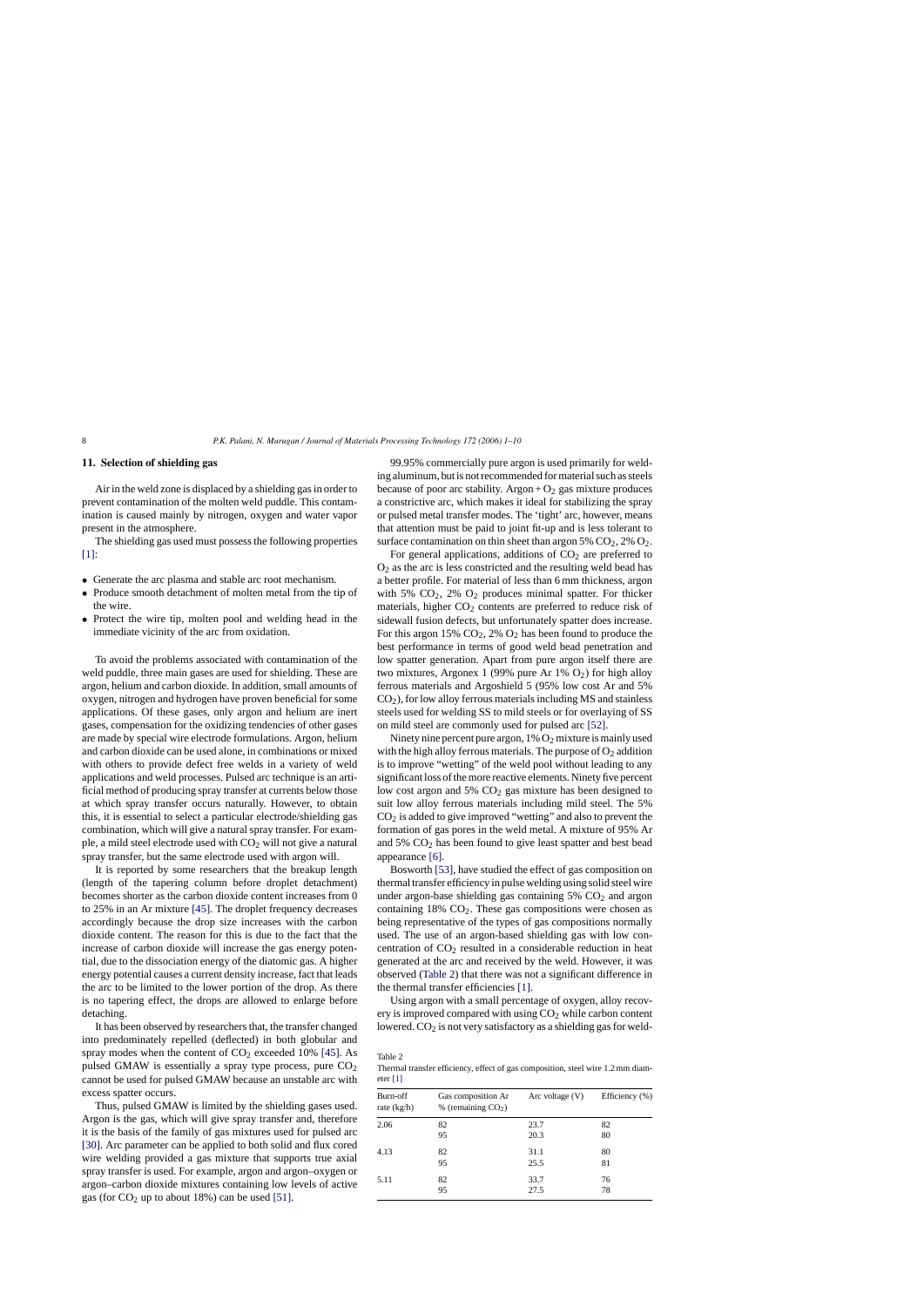## 11. Selection of shielding gas

Air in the weld zone is displaced by a shielding gas in order to prevent contamination of the molten weld puddle. This contamination is caused mainly by nitrogen, oxygen and water vapor present in the atmosphere.

The shielding gas used must possess the following properties [1]:

- Generate the arc plasma and stable arc root mechanism.
- Produce smooth detachment of molten metal from the tip of the wire.
- Protect the wire tip, molten pool and welding head in the immediate vicinity of the arc from oxidation.

To avoid the problems associated with contamination of the weld puddle, three main gases are used for shielding. These are argon, helium and carbon dioxide. In addition, small amounts of oxygen, nitrogen and hydrogen have proven beneficial for some applications. Of these gases, only argon and helium are inert gases, compensation for the oxidizing tendencies of other gases are made by special wire electrode formulations. Argon, helium and carbon dioxide can be used alone, in combinations or mixed with others to provide defect free welds in a variety of weld applications and weld processes. Pulsed arc technique is an artificial method of producing spray transfer at currents below those at which spray transfer occurs naturally. However, to obtain this, it is essential to select a particular electrode/shielding gas combination, which will give a natural spray transfer. For example, a mild steel electrode used with $CO_2$ will not give a natural spray transfer, but the same electrode used with argon will.

It is reported by some researchers that the breakup length (length of the tapering column before droplet detachment) becomes shorter as the carbon dioxide content increases from 0 to 25% in an Ar mixture [45]. The droplet frequency decreases accordingly because the drop size increases with the carbon dioxide content. The reason for this is due to the fact that the increase of carbon dioxide will increase the gas energy potential, due to the dissociation energy of the diatomic gas. A higher energy potential causes a current density increase, fact that leads the arc to be limited to the lower portion of the drop. As there is no tapering effect, the drops are allowed to enlarge before detaching.

It has been observed by researchers that, the transfer changed into predominately repelled (deflected) in both globular and spray modes when the content of $CO_2$ exceeded 10% [45]. As pulsed GMAW is essentially a spray type process, pure $CO_2$ cannot be used for pulsed GMAW because an unstable arc with excess spatter occurs.

Thus, pulsed GMAW is limited by the shielding gases used. Argon is the gas, which will give spray transfer and, therefore it is the basis of the family of gas mixtures used for pulsed arc [30]. Arc parameter can be applied to both solid and flux cored wire welding provided a gas mixture that supports true axial spray transfer is used. For example, argon and argon–oxygen or argon–carbon dioxide mixtures containing low levels of active gas (for $CO_2$ up to about 18%) can be used [51].

99.95% commercially pure argon is used primarily for welding aluminum, but is not recommended for material such as steels because of poor arc stability. Argon + $O_2$ gas mixture produces a constrictive arc, which makes it ideal for stabilizing the spray or pulsed metal transfer modes. The 'tight' arc, however, means that attention must be paid to joint fit-up and is less tolerant to surface contamination on thin sheet than argon 5% $CO_2$, 2% $O_2$.

For general applications, additions of $CO_2$ are preferred to $O_2$ as the arc is less constricted and the resulting weld bead has a better profile. For material of less than 6 mm thickness, argon with 5% $CO_2$, 2% $O_2$ produces minimal spatter. For thicker materials, higher $CO_2$ contents are preferred to reduce risk of sidewall fusion defects, but unfortunately spatter does increase. For this argon 15% $CO_2$, 2% $O_2$ has been found to produce the best performance in terms of good weld bead penetration and low spatter generation. Apart from pure argon itself there are two mixtures, Argonex 1 (99% pure Ar 1% $O_2$) for high alloy ferrous materials and Argoshield 5 (95% low cost Ar and 5% $CO_2$), for low alloy ferrous materials including MS and stainless steels used for welding SS to mild steels or for overlaying of SS on mild steel are commonly used for pulsed arc [52].

Ninety nine percent pure argon, 1% $O_2$ mixture is mainly used with the high alloy ferrous materials. The purpose of $O_2$ addition is to improve "wetting" of the weld pool without leading to any significant loss of the more reactive elements. Ninety five percent low cost argon and 5% $CO_2$ gas mixture has been designed to suit low alloy ferrous materials including mild steel. The 5% $CO_2$ is added to give improved "wetting" and also to prevent the formation of gas pores in the weld metal. A mixture of 95% Ar and 5% $CO_2$ has been found to give least spatter and best bead appearance [6].

Bosworth [53], have studied the effect of gas composition on thermal transfer efficiency in pulse welding using solid steel wire under argon-base shielding gas containing 5% $CO_2$ and argon containing 18% $CO_2$. These gas compositions were chosen as being representative of the types of gas compositions normally used. The use of an argon-based shielding gas with low concentration of $CO_2$ resulted in a considerable reduction in heat generated at the arc and received by the weld. However, it was observed (Table 2) that there was not a significant difference in the thermal transfer efficiencies [1].

Using argon with a small percentage of oxygen, alloy recovery is improved compared with using $CO_2$ while carbon content lowered. $CO_2$ is not very satisfactory as a shielding gas for weld-

Table 2
Thermal transfer efficiency, effect of gas composition, steel wire 1.2 mm diameter [1]

| Burn-off rate (kg/h) | Gas composition Ar % (remaining $CO_2$) | Arc voltage (V) | Efficiency (%) |
|---|---|---|---|
| 2.06 | 82 | 23.7 | 82 |
| | 95 | 20.3 | 80 |
| 4.13 | 82 | 31.1 | 80 |
| | 95 | 25.5 | 81 |
| 5.11 | 82 | 33.7 | 76 |
| | 95 | 27.5 | 78 |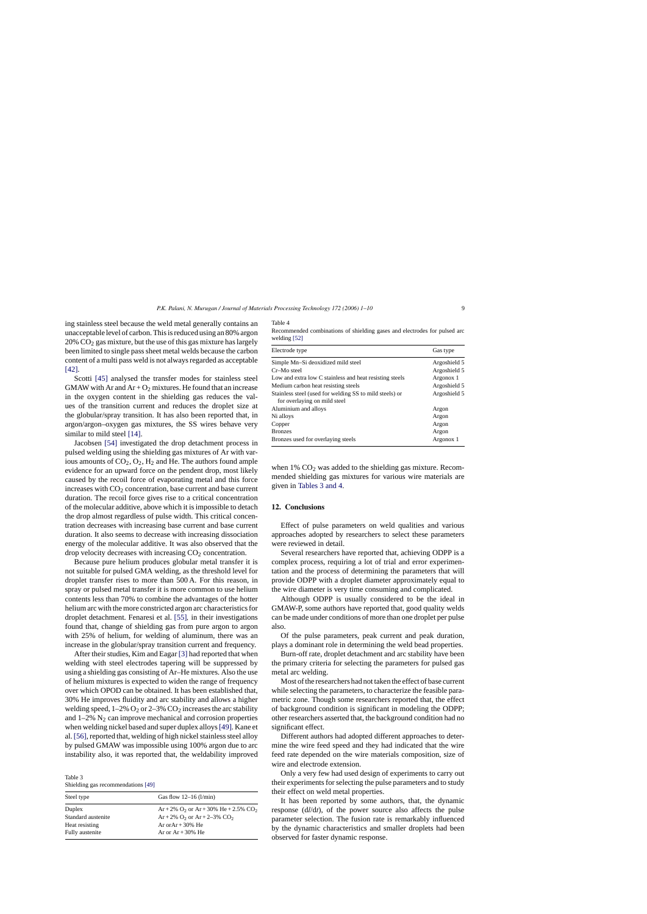ing stainless steel because the weld metal generally contains an unacceptable level of carbon. This is reduced using an 80% argon 20% $CO_2$ gas mixture, but the use of this gas mixture has largely been limited to single pass sheet metal welds because the carbon content of a multi pass weld is not always regarded as acceptable [42].

Scotti [45] analysed the transfer modes for stainless steel GMAW with Ar and Ar + $O_2$ mixtures. He found that an increase in the oxygen content in the shielding gas reduces the values of the transition current and reduces the droplet size at the globular/spray transition. It has also been reported that, in argon/argon–oxygen gas mixtures, the SS wires behave very similar to mild steel [14].

Jacobsen [54] investigated the drop detachment process in pulsed welding using the shielding gas mixtures of Ar with various amounts of $CO_2$, $O_2$, $H_2$ and He. The authors found ample evidence for an upward force on the pendent drop, most likely caused by the recoil force of evaporating metal and this force increases with $CO_2$ concentration, base current and base current duration. The recoil force gives rise to a critical concentration of the molecular additive, above which it is impossible to detach the drop almost regardless of pulse width. This critical concentration decreases with increasing base current and base current duration. It also seems to decrease with increasing dissociation energy of the molecular additive. It was also observed that the drop velocity decreases with increasing $CO_2$ concentration.

Because pure helium produces globular metal transfer it is not suitable for pulsed GMA welding, as the threshold level for droplet transfer rises to more than 500 A. For this reason, in spray or pulsed metal transfer it is more common to use helium contents less than 70% to combine the advantages of the hotter helium arc with the more constricted argon arc characteristics for droplet detachment. Fenaresi et al. [55], in their investigations found that, change of shielding gas from pure argon to argon with 25% of helium, for welding of aluminum, there was an increase in the globular/spray transition current and frequency.

After their studies, Kim and Eagar [3] had reported that when welding with steel electrodes tapering will be suppressed by using a shielding gas consisting of Ar–He mixtures. Also the use of helium mixtures is expected to widen the range of frequency over which OPOD can be obtained. It has been established that, 30% He improves fluidity and arc stability and allows a higher welding speed, 1–2% $O_2$ or 2–3% $CO_2$ increases the arc stability and 1–2% $N_2$ can improve mechanical and corrosion properties when welding nickel based and super duplex alloys [49]. Kane et al. [56], reported that, welding of high nickel stainless steel alloy by pulsed GMAW was impossible using 100% argon due to arc instability also, it was reported that, the weldability improved when 1% $CO_2$ was added to the shielding gas mixture. Recommended shielding gas mixtures for various wire materials are given in Tables 3 and 4.

Table 3
Shielding gas recommendations [49]

| Steel type | Gas flow 12–16 (l/min) |
|---|---|
| Duplex | Ar + 2% $O_2$ or Ar + 30% He + 2.5% $CO_2$ |
| Standard austenite | Ar + 2% $O_2$ or Ar + 2–3% $CO_2$ |
| Heat resisting | Ar orAr + 30% He |
| Fully austenite | Ar or Ar + 30% He |

Table 4
Recommended combinations of shielding gases and electrodes for pulsed arc welding [52]

| Electrode type | Gas type |
|---|---|
| Simple Mn–Si deoxidized mild steel | Argoshield 5 |
| Cr–Mo steel | Argoshield 5 |
| Low and extra low C stainless and heat resisting steels | Argonox 1 |
| Medium carbon heat resisting steels | Argoshield 5 |
| Stainless steel (used for welding SS to mild steels) or for overlaying on mild steel | Argoshield 5 |
| Aluminium and alloys | Argon |
| Ni alloys | Argon |
| Copper | Argon |
| Bronzes | Argon |
| Bronzes used for overlaying steels | Argonox 1 |

## 12. Conclusions

Effect of pulse parameters on weld qualities and various approaches adopted by researchers to select these parameters were reviewed in detail.

Several researchers have reported that, achieving ODPP is a complex process, requiring a lot of trial and error experimentation and the process of determining the parameters that will provide ODPP with a droplet diameter approximately equal to the wire diameter is very time consuming and complicated.

Although ODPP is usually considered to be the ideal in GMAW-P, some authors have reported that, good quality welds can be made under conditions of more than one droplet per pulse also.

Of the pulse parameters, peak current and peak duration, plays a dominant role in determining the weld bead properties.

Burn-off rate, droplet detachment and arc stability have been the primary criteria for selecting the parameters for pulsed gas metal arc welding.

Most of the researchers had not taken the effect of base current while selecting the parameters, to characterize the feasible parametric zone. Though some researchers reported that, the effect of background condition is significant in modeling the ODPP; other researchers asserted that, the background condition had no significant effect.

Different authors had adopted different approaches to determine the wire feed speed and they had indicated that the wire feed rate depended on the wire materials composition, size of wire and electrode extension.

Only a very few had used design of experiments to carry out their experiments for selecting the pulse parameters and to study their effect on weld metal properties.

It has been reported by some authors, that, the dynamic response ($dI/dt$), of the power source also affects the pulse parameter selection. The fusion rate is remarkably influenced by the dynamic characteristics and smaller droplets had been observed for faster dynamic response.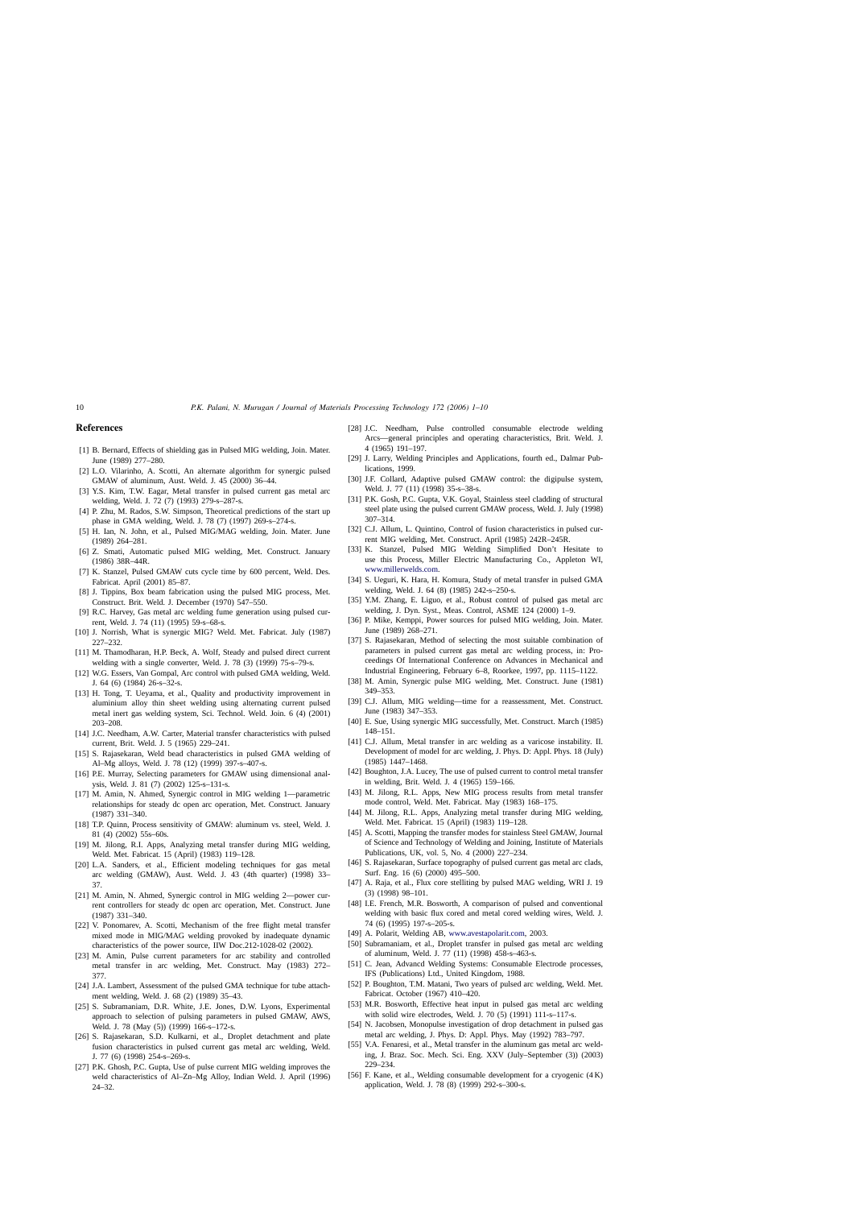## References

[1] B. Bernard, Effects of shielding gas in Pulsed MIG welding, Join. Mater. June (1989) 277–280.

[2] L.O. Vilarinho, A. Scotti, An alternate algorithm for synergic pulsed GMAW of aluminum, Aust. Weld. J. 45 (2000) 36–44.

[3] Y.S. Kim, T.W. Eagar, Metal transfer in pulsed current gas metal arc welding, Weld. J. 72 (7) (1993) 279-s–287-s.

[4] P. Zhu, M. Rados, S.W. Simpson, Theoretical predictions of the start up phase in GMA welding, Weld. J. 78 (7) (1997) 269-s–274-s.

[5] H. Ian, N. John, et al., Pulsed MIG/MAG welding, Join. Mater. June (1989) 264–281.

[6] Z. Smati, Automatic pulsed MIG welding, Met. Construct. January (1986) 38R–44R.

[7] K. Stanzel, Pulsed GMAW cuts cycle time by 600 percent, Weld. Des. Fabricat. April (2001) 85–87.

[8] J. Tippins, Box beam fabrication using the pulsed MIG process, Met. Construct. Brit. Weld. J. December (1970) 547–550.

[9] R.C. Harvey, Gas metal arc welding fume generation using pulsed current, Weld. J. 74 (11) (1995) 59-s–68-s.

[10] J. Norrish, What is synergic MIG? Weld. Met. Fabricat. July (1987) 227–232.

[11] M. Thamodharan, H.P. Beck, A. Wolf, Steady and pulsed direct current welding with a single converter, Weld. J. 78 (3) (1999) 75-s–79-s.

[12] W.G. Essers, Van Gompal, Arc control with pulsed GMA welding, Weld. J. 64 (6) (1984) 26-s–32-s.

[13] H. Tong, T. Ueyama, et al., Quality and productivity improvement in aluminium alloy thin sheet welding using alternating current pulsed metal inert gas welding system, Sci. Technol. Weld. Join. 6 (4) (2001) 203–208.

[14] J.C. Needham, A.W. Carter, Material transfer characteristics with pulsed current, Brit. Weld. J. 5 (1965) 229–241.

[15] S. Rajasekaran, Weld bead characteristics in pulsed GMA welding of Al–Mg alloys, Weld. J. 78 (12) (1999) 397-s–407-s.

[16] P.E. Murray, Selecting parameters for GMAW using dimensional analysis, Weld. J. 81 (7) (2002) 125-s–131-s.

[17] M. Amin, N. Ahmed, Synergic control in MIG welding 1—parametric relationships for steady dc open arc operation, Met. Construct. January (1987) 331–340.

[18] T.P. Quinn, Process sensitivity of GMAW: aluminum vs. steel, Weld. J. 81 (4) (2002) 55s–60s.

[19] M. Jilong, R.I. Apps, Analyzing metal transfer during MIG welding, Weld. Met. Fabricat. 15 (April) (1983) 119–128.

[20] L.A. Sanders, et al., Efficient modeling techniques for gas metal arc welding (GMAW), Aust. Weld. J. 43 (4th quarter) (1998) 33–37.

[21] M. Amin, N. Ahmed, Synergic control in MIG welding 2—power current controllers for steady dc open arc operation, Met. Construct. June (1987) 331–340.

[22] V. Ponomarev, A. Scotti, Mechanism of the free flight metal transfer mixed mode in MIG/MAG welding provoked by inadequate dynamic characteristics of the power source, IIW Doc.212-1028-02 (2002).

[23] M. Amin, Pulse current parameters for arc stability and controlled metal transfer in arc welding, Met. Construct. May (1983) 272–377.

[24] J.A. Lambert, Assessment of the pulsed GMA technique for tube attachment welding, Weld. J. 68 (2) (1989) 35–43.

[25] S. Subramaniam, D.R. White, J.E. Jones, D.W. Lyons, Experimental approach to selection of pulsing parameters in pulsed GMAW, AWS, Weld. J. 78 (May (5)) (1999) 166-s–172-s.

[26] S. Rajasekaran, S.D. Kulkarni, et al., Droplet detachment and plate fusion characteristics in pulsed current gas metal arc welding, Weld. J. 77 (6) (1998) 254-s–269-s.

[27] P.K. Ghosh, P.C. Gupta, Use of pulse current MIG welding improves the weld characteristics of Al–Zn–Mg Alloy, Indian Weld. J. April (1996) 24–32.

[28] J.C. Needham, Pulse controlled consumable electrode welding Arcs—general principles and operating characteristics, Brit. Weld. J. 4 (1965) 191–197.

[29] J. Larry, Welding Principles and Applications, fourth ed., Dalmar Publications, 1999.

[30] J.F. Collard, Adaptive pulsed GMAW control: the digipulse system, Weld. J. 77 (11) (1998) 35-s–38-s.

[31] P.K. Gosh, P.C. Gupta, V.K. Goyal, Stainless steel cladding of structural steel plate using the pulsed current GMAW process, Weld. J. July (1998) 307–314.

[32] C.J. Allum, L. Quintino, Control of fusion characteristics in pulsed current MIG welding, Met. Construct. April (1985) 242R–245R.

[33] K. Stanzel, Pulsed MIG Welding Simplified Don't Hesitate to use this Process, Miller Electric Manufacturing Co., Appleton WI, www.millerwelds.com.

[34] S. Ueguri, K. Hara, H. Komura, Study of metal transfer in pulsed GMA welding, Weld. J. 64 (8) (1985) 242-s–250-s.

[35] Y.M. Zhang, E. Liguo, et al., Robust control of pulsed gas metal arc welding, J. Dyn. Syst., Meas. Control, ASME 124 (2000) 1–9.

[36] P. Mike, Kemppi, Power sources for pulsed MIG welding, Join. Mater. June (1989) 268–271.

[37] S. Rajasekaran, Method of selecting the most suitable combination of parameters in pulsed current gas metal arc welding process, in: Proceedings Of International Conference on Advances in Mechanical and Industrial Engineering, February 6–8, Roorkee, 1997, pp. 1115–1122.

[38] M. Amin, Synergic pulse MIG welding, Met. Construct. June (1981) 349–353.

[39] C.J. Allum, MIG welding—time for a reassessment, Met. Construct. June (1983) 347–353.

[40] E. Sue, Using synergic MIG successfully, Met. Construct. March (1985) 148–151.

[41] C.J. Allum, Metal transfer in arc welding as a varicose instability. II. Development of model for arc welding, J. Phys. D: Appl. Phys. 18 (July) (1985) 1447–1468.

[42] Boughton, J.A. Lucey, The use of pulsed current to control metal transfer in welding, Brit. Weld. J. 4 (1965) 159–166.

[43] M. Jilong, R.L. Apps, New MIG process results from metal transfer mode control, Weld. Met. Fabricat. May (1983) 168–175.

[44] M. Jilong, R.L. Apps, Analyzing metal transfer during MIG welding, Weld. Met. Fabricat. 15 (April) (1983) 119–128.

[45] A. Scotti, Mapping the transfer modes for stainless Steel GMAW, Journal of Science and Technology of Welding and Joining, Institute of Materials Publications, UK, vol. 5, No. 4 (2000) 227–234.

[46] S. Rajasekaran, Surface topography of pulsed current gas metal arc clads, Surf. Eng. 16 (6) (2000) 495–500.

[47] A. Raja, et al., Flux core stelliting by pulsed MAG welding, WRI J. 19 (3) (1998) 98–101.

[48] I.E. French, M.R. Bosworth, A comparison of pulsed and conventional welding with basic flux cored and metal cored welding wires, Weld. J. 74 (6) (1995) 197-s–205-s.

[49] A. Polarit, Welding AB, www.avestapolarit.com, 2003.

[50] Subramaniam, et al., Droplet transfer in pulsed gas metal arc welding of aluminum, Weld. J. 77 (11) (1998) 458-s–463-s.

[51] C. Jean, Advancd Welding Systems: Consumable Electrode processes, IFS (Publications) Ltd., United Kingdom, 1988.

[52] P. Boughton, T.M. Matani, Two years of pulsed arc welding, Weld. Met. Fabricat. October (1967) 410–420.

[53] M.R. Bosworth, Effective heat input in pulsed gas metal arc welding with solid wire electrodes, Weld. J. 70 (5) (1991) 111-s–117-s.

[54] N. Jacobsen, Monopulse investigation of drop detachment in pulsed gas metal arc welding, J. Phys. D: Appl. Phys. May (1992) 783–797.

[55] V.A. Fenaresi, et al., Metal transfer in the aluminum gas metal arc welding, J. Braz. Soc. Mech. Sci. Eng. XXV (July–September (3)) (2003) 229–234.

[56] F. Kane, et al., Welding consumable development for a cryogenic (4 K) application, Weld. J. 78 (8) (1999) 292-s–300-s.